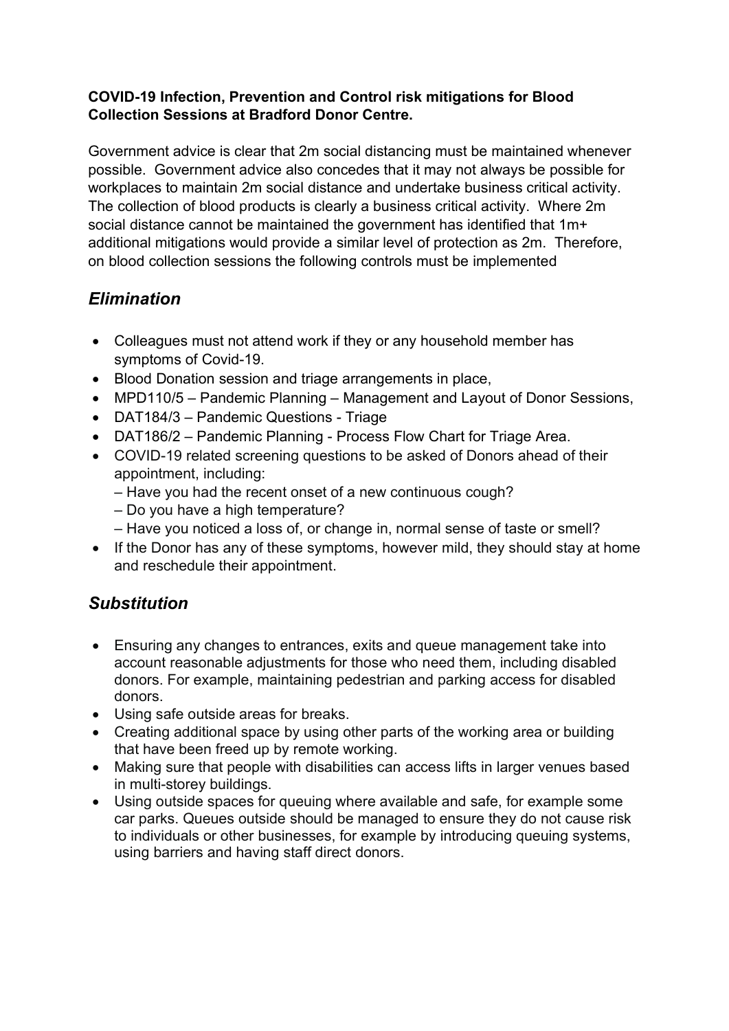**COVID-19 Infection, Prevention and Control risk mitigations for Blood Collection Sessions at Bradford Donor Centre.**

Government advice is clear that 2m social distancing must be maintained whenever possible. Government advice also concedes that it may not always be possible for workplaces to maintain 2m social distance and undertake business critical activity. The collection of blood products is clearly a business critical activity. Where 2m social distance cannot be maintained the government has identified that 1m+ additional mitigations would provide a similar level of protection as 2m. Therefore, on blood collection sessions the following controls must be implemented

## *Elimination*

- Colleagues must not attend work if they or any household member has symptoms of Covid-19.
- Blood Donation session and triage arrangements in place,
- MPD110/5 – Pandemic Planning – Management and Layout of Donor Sessions,
- DAT184/3 – Pandemic Questions - Triage
- DAT186/2 – Pandemic Planning - Process Flow Chart for Triage Area.
- COVID-19 related screening questions to be asked of Donors ahead of their appointment, including:
  – Have you had the recent onset of a new continuous cough?
  – Do you have a high temperature?
  – Have you noticed a loss of, or change in, normal sense of taste or smell?
- If the Donor has any of these symptoms, however mild, they should stay at home and reschedule their appointment.

## *Substitution*

- Ensuring any changes to entrances, exits and queue management take into account reasonable adjustments for those who need them, including disabled donors. For example, maintaining pedestrian and parking access for disabled donors.
- Using safe outside areas for breaks.
- Creating additional space by using other parts of the working area or building that have been freed up by remote working.
- Making sure that people with disabilities can access lifts in larger venues based in multi-storey buildings.
- Using outside spaces for queuing where available and safe, for example some car parks. Queues outside should be managed to ensure they do not cause risk to individuals or other businesses, for example by introducing queuing systems, using barriers and having staff direct donors.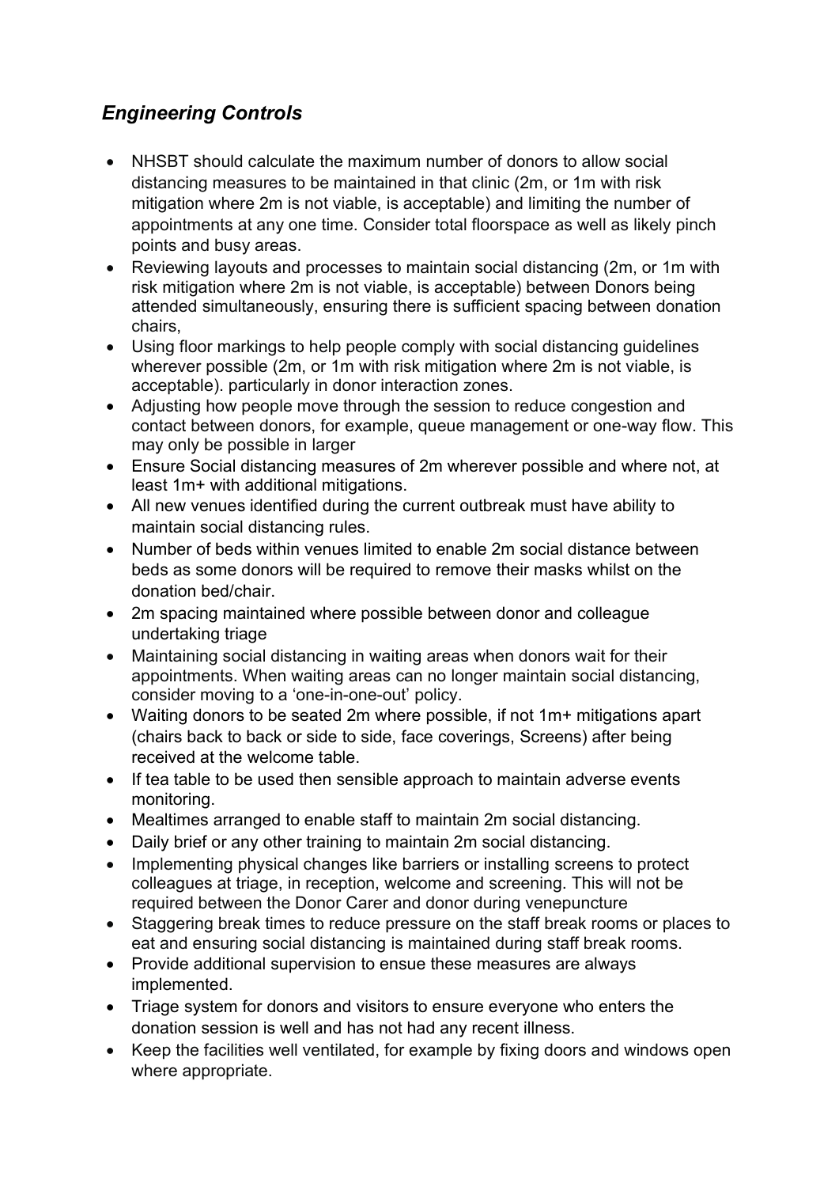## *Engineering Controls*

- NHSBT should calculate the maximum number of donors to allow social distancing measures to be maintained in that clinic (2m, or 1m with risk mitigation where 2m is not viable, is acceptable) and limiting the number of appointments at any one time. Consider total floorspace as well as likely pinch points and busy areas.
- Reviewing layouts and processes to maintain social distancing (2m, or 1m with risk mitigation where 2m is not viable, is acceptable) between Donors being attended simultaneously, ensuring there is sufficient spacing between donation chairs,
- Using floor markings to help people comply with social distancing guidelines wherever possible (2m, or 1m with risk mitigation where 2m is not viable, is acceptable). particularly in donor interaction zones.
- Adjusting how people move through the session to reduce congestion and contact between donors, for example, queue management or one-way flow. This may only be possible in larger
- Ensure Social distancing measures of 2m wherever possible and where not, at least 1m+ with additional mitigations.
- All new venues identified during the current outbreak must have ability to maintain social distancing rules.
- Number of beds within venues limited to enable 2m social distance between beds as some donors will be required to remove their masks whilst on the donation bed/chair.
- 2m spacing maintained where possible between donor and colleague undertaking triage
- Maintaining social distancing in waiting areas when donors wait for their appointments. When waiting areas can no longer maintain social distancing, consider moving to a 'one-in-one-out' policy.
- Waiting donors to be seated 2m where possible, if not 1m+ mitigations apart (chairs back to back or side to side, face coverings, Screens) after being received at the welcome table.
- If tea table to be used then sensible approach to maintain adverse events monitoring.
- Mealtimes arranged to enable staff to maintain 2m social distancing.
- Daily brief or any other training to maintain 2m social distancing.
- Implementing physical changes like barriers or installing screens to protect colleagues at triage, in reception, welcome and screening. This will not be required between the Donor Carer and donor during venepuncture
- Staggering break times to reduce pressure on the staff break rooms or places to eat and ensuring social distancing is maintained during staff break rooms.
- Provide additional supervision to ensue these measures are always implemented.
- Triage system for donors and visitors to ensure everyone who enters the donation session is well and has not had any recent illness.
- Keep the facilities well ventilated, for example by fixing doors and windows open where appropriate.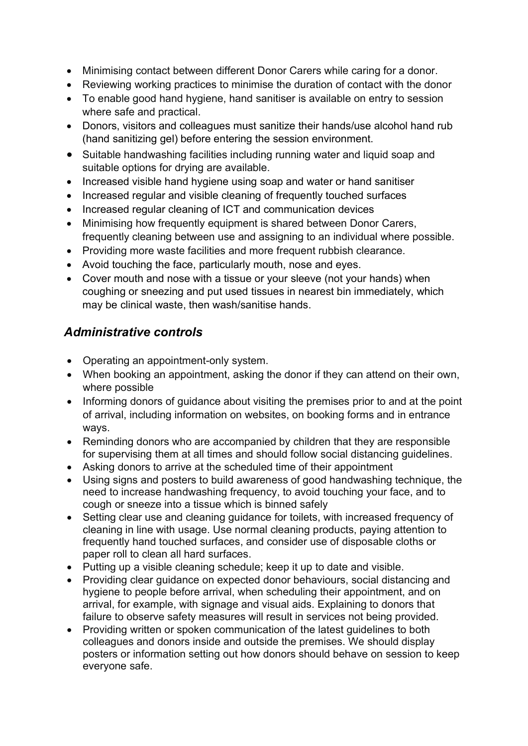- Minimising contact between different Donor Carers while caring for a donor.
- Reviewing working practices to minimise the duration of contact with the donor
- To enable good hand hygiene, hand sanitiser is available on entry to session where safe and practical.
- Donors, visitors and colleagues must sanitize their hands/use alcohol hand rub (hand sanitizing gel) before entering the session environment.
- Suitable handwashing facilities including running water and liquid soap and suitable options for drying are available.
- Increased visible hand hygiene using soap and water or hand sanitiser
- Increased regular and visible cleaning of frequently touched surfaces
- Increased regular cleaning of ICT and communication devices
- Minimising how frequently equipment is shared between Donor Carers, frequently cleaning between use and assigning to an individual where possible.
- Providing more waste facilities and more frequent rubbish clearance.
- Avoid touching the face, particularly mouth, nose and eyes.
- Cover mouth and nose with a tissue or your sleeve (not your hands) when coughing or sneezing and put used tissues in nearest bin immediately, which may be clinical waste, then wash/sanitise hands.

## *Administrative controls*

- Operating an appointment-only system.
- When booking an appointment, asking the donor if they can attend on their own, where possible
- Informing donors of guidance about visiting the premises prior to and at the point of arrival, including information on websites, on booking forms and in entrance ways.
- Reminding donors who are accompanied by children that they are responsible for supervising them at all times and should follow social distancing guidelines.
- Asking donors to arrive at the scheduled time of their appointment
- Using signs and posters to build awareness of good handwashing technique, the need to increase handwashing frequency, to avoid touching your face, and to cough or sneeze into a tissue which is binned safely
- Setting clear use and cleaning guidance for toilets, with increased frequency of cleaning in line with usage. Use normal cleaning products, paying attention to frequently hand touched surfaces, and consider use of disposable cloths or paper roll to clean all hard surfaces.
- Putting up a visible cleaning schedule; keep it up to date and visible.
- Providing clear guidance on expected donor behaviours, social distancing and hygiene to people before arrival, when scheduling their appointment, and on arrival, for example, with signage and visual aids. Explaining to donors that failure to observe safety measures will result in services not being provided.
- Providing written or spoken communication of the latest guidelines to both colleagues and donors inside and outside the premises. We should display posters or information setting out how donors should behave on session to keep everyone safe.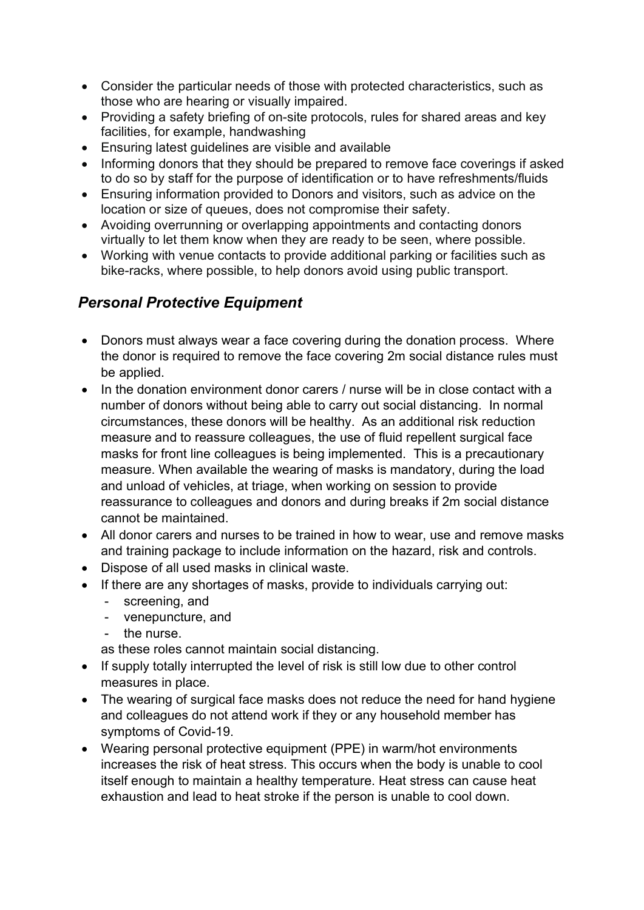- Consider the particular needs of those with protected characteristics, such as those who are hearing or visually impaired.
- Providing a safety briefing of on-site protocols, rules for shared areas and key facilities, for example, handwashing
- Ensuring latest guidelines are visible and available
- Informing donors that they should be prepared to remove face coverings if asked to do so by staff for the purpose of identification or to have refreshments/fluids
- Ensuring information provided to Donors and visitors, such as advice on the location or size of queues, does not compromise their safety.
- Avoiding overrunning or overlapping appointments and contacting donors virtually to let them know when they are ready to be seen, where possible.
- Working with venue contacts to provide additional parking or facilities such as bike-racks, where possible, to help donors avoid using public transport.

## *Personal Protective Equipment*

- Donors must always wear a face covering during the donation process. Where the donor is required to remove the face covering 2m social distance rules must be applied.
- In the donation environment donor carers / nurse will be in close contact with a number of donors without being able to carry out social distancing. In normal circumstances, these donors will be healthy. As an additional risk reduction measure and to reassure colleagues, the use of fluid repellent surgical face masks for front line colleagues is being implemented. This is a precautionary measure. When available the wearing of masks is mandatory, during the load and unload of vehicles, at triage, when working on session to provide reassurance to colleagues and donors and during breaks if 2m social distance cannot be maintained.
- All donor carers and nurses to be trained in how to wear, use and remove masks and training package to include information on the hazard, risk and controls.
- Dispose of all used masks in clinical waste.
- If there are any shortages of masks, provide to individuals carrying out:
  - screening, and
  - venepuncture, and
  - the nurse.

  as these roles cannot maintain social distancing.
- If supply totally interrupted the level of risk is still low due to other control measures in place.
- The wearing of surgical face masks does not reduce the need for hand hygiene and colleagues do not attend work if they or any household member has symptoms of Covid-19.
- Wearing personal protective equipment (PPE) in warm/hot environments increases the risk of heat stress. This occurs when the body is unable to cool itself enough to maintain a healthy temperature. Heat stress can cause heat exhaustion and lead to heat stroke if the person is unable to cool down.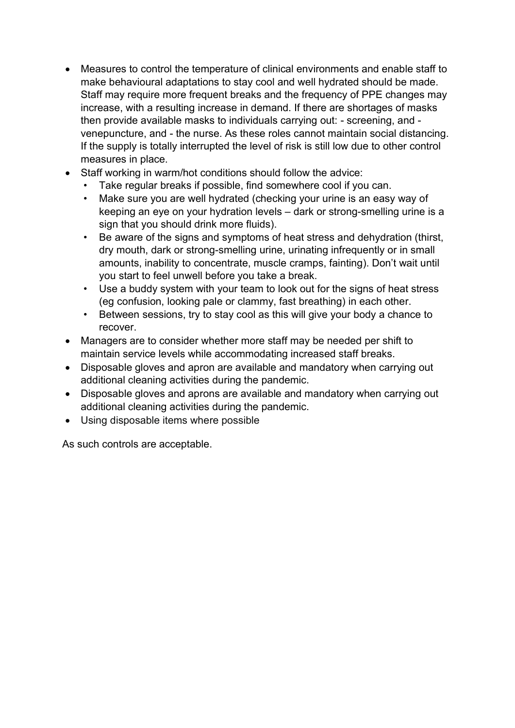- Measures to control the temperature of clinical environments and enable staff to make behavioural adaptations to stay cool and well hydrated should be made. Staff may require more frequent breaks and the frequency of PPE changes may increase, with a resulting increase in demand. If there are shortages of masks then provide available masks to individuals carrying out: - screening, and - venepuncture, and - the nurse. As these roles cannot maintain social distancing. If the supply is totally interrupted the level of risk is still low due to other control measures in place.
- Staff working in warm/hot conditions should follow the advice:
  - Take regular breaks if possible, find somewhere cool if you can.
  - Make sure you are well hydrated (checking your urine is an easy way of keeping an eye on your hydration levels – dark or strong-smelling urine is a sign that you should drink more fluids).
  - Be aware of the signs and symptoms of heat stress and dehydration (thirst, dry mouth, dark or strong-smelling urine, urinating infrequently or in small amounts, inability to concentrate, muscle cramps, fainting). Don't wait until you start to feel unwell before you take a break.
  - Use a buddy system with your team to look out for the signs of heat stress (eg confusion, looking pale or clammy, fast breathing) in each other.
  - Between sessions, try to stay cool as this will give your body a chance to recover.
- Managers are to consider whether more staff may be needed per shift to maintain service levels while accommodating increased staff breaks.
- Disposable gloves and apron are available and mandatory when carrying out additional cleaning activities during the pandemic.
- Disposable gloves and aprons are available and mandatory when carrying out additional cleaning activities during the pandemic.
- Using disposable items where possible

As such controls are acceptable.